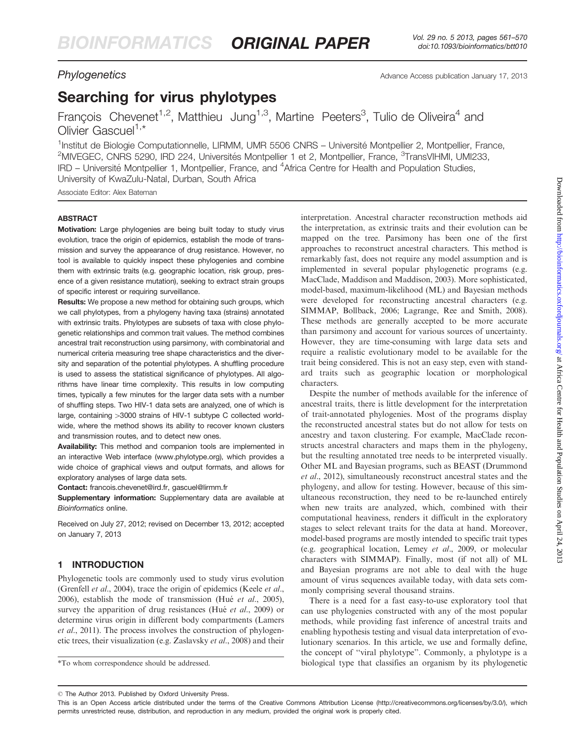Phylogenetics

# Searching for virus phylotypes

François Chevenet[1,2], Matthieu Jung[1,3], Martine Peeters[3], Tulio de Oliveira[4] and Olivier Gascuel[1,*]

[1]Institut de Biologie Computationnelle, LIRMM, UMR 5506 CNRS – Université Montpellier 2, Montpellier, France, [2]MIVEGEC, CNRS 5290, IRD 224, Universités Montpellier 1 et 2, Montpellier, France, [3]TransVIHMI, UMI233, IRD – Université Montpellier 1, Montpellier, France, and [4]Africa Centre for Health and Population Studies, University of KwaZulu-Natal, Durban, South Africa

Associate Editor: Alex Bateman

## ABSTRACT

**Motivation:** Large phylogenies are being built today to study virus evolution, trace the origin of epidemics, establish the mode of transmission and survey the appearance of drug resistance. However, no tool is available to quickly inspect these phylogenies and combine them with extrinsic traits (e.g. geographic location, risk group, presence of a given resistance mutation), seeking to extract strain groups of specific interest or requiring surveillance.

**Results:** We propose a new method for obtaining such groups, which we call phylotypes, from a phylogeny having taxa (strains) annotated with extrinsic traits. Phylotypes are subsets of taxa with close phylogenetic relationships and common trait values. The method combines ancestral trait reconstruction using parsimony, with combinatorial and numerical criteria measuring tree shape characteristics and the diversity and separation of the potential phylotypes. A shuffling procedure is used to assess the statistical significance of phylotypes. All algorithms have linear time complexity. This results in low computing times, typically a few minutes for the larger data sets with a number of shuffling steps. Two HIV-1 data sets are analyzed, one of which is large, containing >3000 strains of HIV-1 subtype C collected worldwide, where the method shows its ability to recover known clusters and transmission routes, and to detect new ones.

**Availability:** This method and companion tools are implemented in an interactive Web interface (www.phylotype.org), which provides a wide choice of graphical views and output formats, and allows for exploratory analyses of large data sets.

**Contact:** francois.chevenet@ird.fr, gascuel@lirmm.fr

**Supplementary information:** Supplementary data are available at *Bioinformatics* online.

Received on July 27, 2012; revised on December 13, 2012; accepted on January 7, 2013

## 1 INTRODUCTION

Phylogenetic tools are commonly used to study virus evolution (Grenfell *et al.*, 2004), trace the origin of epidemics (Keele *et al.*, 2006), establish the mode of drug transmission (Hué *et al.*, 2005), survey the apparition of drug resistances (Hué *et al.*, 2009) or determine virus origin in different body compartments (Lamers *et al.*, 2011). The process involves the construction of phylogenetic trees, their visualization (e.g. Zaslavsky *et al.*, 2008) and their interpretation. Ancestral character reconstruction methods aid the interpretation, as extrinsic traits and their evolution can be mapped on the tree. Parsimony has been one of the first approaches to reconstruct ancestral characters. This method is remarkably fast, does not require any model assumption and is implemented in several popular phylogenetic programs (e.g. MacClade, Maddison and Maddison, 2003). More sophisticated, model-based, maximum-likelihood (ML) and Bayesian methods were developed for reconstructing ancestral characters (e.g. SIMMAP, Bollback, 2006; Lagrange, Ree and Smith, 2008). These methods are generally accepted to be more accurate than parsimony and account for various sources of uncertainty. However, they are time-consuming with large data sets and require a realistic evolutionary model to be available for the trait being considered. This is not an easy step, even with standard traits such as geographic location or morphological characters.

Despite the number of methods available for the inference of ancestral traits, there is little development for the interpretation of trait-annotated phylogenies. Most of the programs display the reconstructed ancestral states but do not allow for tests on ancestry and taxon clustering. For example, MacClade reconstructs ancestral characters and maps them in the phylogeny, but the resulting annotated tree needs to be interpreted visually. Other ML and Bayesian programs, such as BEAST (Drummond *et al.*, 2012), simultaneously reconstruct ancestral states and the phylogeny, and allow for testing. However, because of this simultaneous reconstruction, they need to be re-launched entirely when new traits are analyzed, which, combined with their computational heaviness, renders it difficult in the exploratory stages to select relevant traits for the data at hand. Moreover, model-based programs are mostly intended to specific trait types (e.g. geographical location, Lemey *et al.*, 2009, or molecular characters with SIMMAP). Finally, most (if not all) of ML and Bayesian programs are not able to deal with the huge amount of virus sequences available today, with data sets commonly comprising several thousand strains.

There is a need for a fast easy-to-use exploratory tool that can use phylogenies constructed with any of the most popular methods, while providing fast inference of ancestral traits and enabling hypothesis testing and visual data interpretation of evolutionary scenarios. In this article, we use and formally define, the concept of "viral phylotype". Commonly, a phylotype is a biological type that classifies an organism by its phylogenetic

*To whom correspondence should be addressed.

© The Author 2013. Published by Oxford University Press.

This is an Open Access article distributed under the terms of the Creative Commons Attribution License (http://creativecommons.org/licenses/by/3.0/), which permits unrestricted reuse, distribution, and reproduction in any medium, provided the original work is properly cited.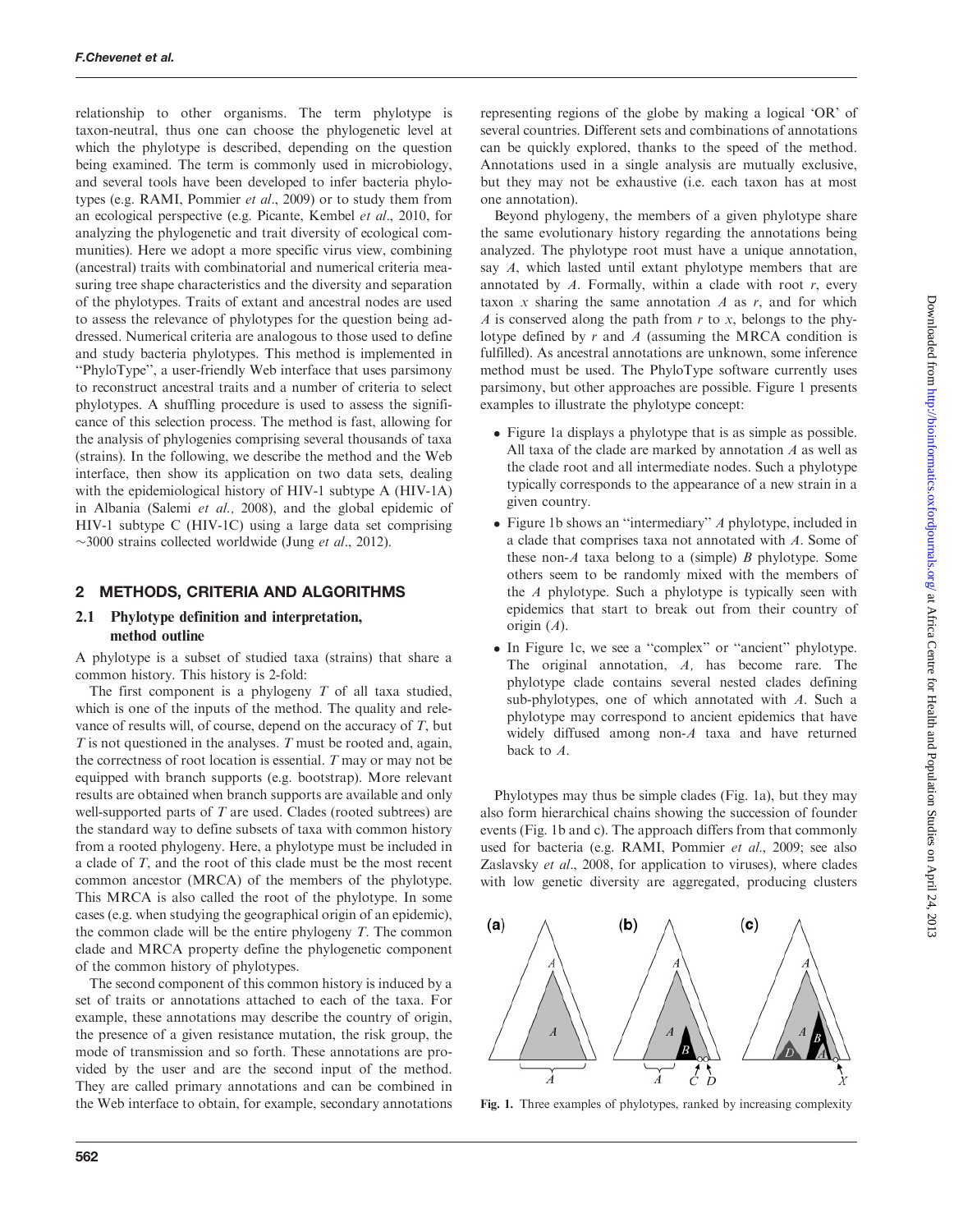relationship to other organisms. The term phylotype is taxon-neutral, thus one can choose the phylogenetic level at which the phylotype is described, depending on the question being examined. The term is commonly used in microbiology, and several tools have been developed to infer bacteria phylotypes (e.g. RAMI, Pommier *et al*., 2009) or to study them from an ecological perspective (e.g. Picante, Kembel *et al*., 2010, for analyzing the phylogenetic and trait diversity of ecological communities). Here we adopt a more specific virus view, combining (ancestral) traits with combinatorial and numerical criteria measuring tree shape characteristics and the diversity and separation of the phylotypes. Traits of extant and ancestral nodes are used to assess the relevance of phylotypes for the question being addressed. Numerical criteria are analogous to those used to define and study bacteria phylotypes. This method is implemented in "PhyloType", a user-friendly Web interface that uses parsimony to reconstruct ancestral traits and a number of criteria to select phylotypes. A shuffling procedure is used to assess the significance of this selection process. The method is fast, allowing for the analysis of phylogenies comprising several thousands of taxa (strains). In the following, we describe the method and the Web interface, then show its application on two data sets, dealing with the epidemiological history of HIV-1 subtype A (HIV-1A) in Albania (Salemi *et al.,* 2008), and the global epidemic of HIV-1 subtype C (HIV-1C) using a large data set comprising ~3000 strains collected worldwide (Jung *et al*., 2012).

## 2 METHODS, CRITERIA AND ALGORITHMS

### 2.1 Phylotype definition and interpretation, method outline

A phylotype is a subset of studied taxa (strains) that share a common history. This history is 2-fold:

The first component is a phylogeny $T$ of all taxa studied, which is one of the inputs of the method. The quality and relevance of results will, of course, depend on the accuracy of $T$, but $T$ is not questioned in the analyses. $T$ must be rooted and, again, the correctness of root location is essential. $T$ may or may not be equipped with branch supports (e.g. bootstrap). More relevant results are obtained when branch supports are available and only well-supported parts of $T$ are used. Clades (rooted subtrees) are the standard way to define subsets of taxa with common history from a rooted phylogeny. Here, a phylotype must be included in a clade of $T$, and the root of this clade must be the most recent common ancestor (MRCA) of the members of the phylotype. This MRCA is also called the root of the phylotype. In some cases (e.g. when studying the geographical origin of an epidemic), the common clade will be the entire phylogeny $T$. The common clade and MRCA property define the phylogenetic component of the common history of phylotypes.

The second component of this common history is induced by a set of traits or annotations attached to each of the taxa. For example, these annotations may describe the country of origin, the presence of a given resistance mutation, the risk group, the mode of transmission and so forth. These annotations are provided by the user and are the second input of the method. They are called primary annotations and can be combined in the Web interface to obtain, for example, secondary annotations representing regions of the globe by making a logical 'OR' of several countries. Different sets and combinations of annotations can be quickly explored, thanks to the speed of the method. Annotations used in a single analysis are mutually exclusive, but they may not be exhaustive (i.e. each taxon has at most one annotation).

Beyond phylogeny, the members of a given phylotype share the same evolutionary history regarding the annotations being analyzed. The phylotype root must have a unique annotation, say $A$, which lasted until extant phylotype members that are annotated by $A$. Formally, within a clade with root $r$, every taxon $x$ sharing the same annotation $A$ as $r$, and for which $A$ is conserved along the path from $r$ to $x$, belongs to the phylotype defined by $r$ and $A$ (assuming the MRCA condition is fulfilled). As ancestral annotations are unknown, some inference method must be used. The PhyloType software currently uses parsimony, but other approaches are possible. Figure 1 presents examples to illustrate the phylotype concept:

- Figure 1a displays a phylotype that is as simple as possible. All taxa of the clade are marked by annotation $A$ as well as the clade root and all intermediate nodes. Such a phylotype typically corresponds to the appearance of a new strain in a given country.
- Figure 1b shows an "intermediary" $A$ phylotype, included in a clade that comprises taxa not annotated with $A$. Some of these non-$A$ taxa belong to a (simple) $B$ phylotype. Some others seem to be randomly mixed with the members of the $A$ phylotype. Such a phylotype is typically seen with epidemics that start to break out from their country of origin ($A$).
- In Figure 1c, we see a "complex" or "ancient" phylotype. The original annotation, $A$, has become rare. The phylotype clade contains several nested clades defining sub-phylotypes, one of which annotated with $A$. Such a phylotype may correspond to ancient epidemics that have widely diffused among non-$A$ taxa and have returned back to $A$.

Phylotypes may thus be simple clades (Fig. 1a), but they may also form hierarchical chains showing the succession of founder events (Fig. 1b and c). The approach differs from that commonly used for bacteria (e.g. RAMI, Pommier *et al*., 2009; see also Zaslavsky *et al*., 2008, for application to viruses), where clades with low genetic diversity are aggregated, producing clusters

(a) A A A
(b) A A B A C D
(c) A A D B A X

Fig. 1. Three examples of phylotypes, ranked by increasing complexity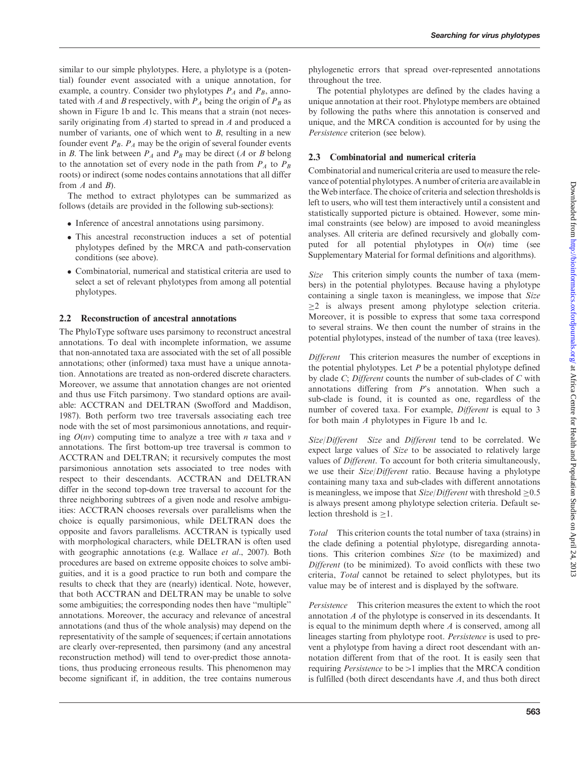similar to our simple phylotypes. Here, a phylotype is a (potential) founder event associated with a unique annotation, for example, a country. Consider two phylotypes $P_A$ and $P_B$, annotated with $A$ and $B$ respectively, with $P_A$ being the origin of $P_B$ as shown in Figure 1b and 1c. This means that a strain (not necessarily originating from $A$) started to spread in $A$ and produced a number of variants, one of which went to $B$, resulting in a new founder event $P_B$. $P_A$ may be the origin of several founder events in $B$. The link between $P_A$ and $P_B$ may be direct ($A$ or $B$ belong to the annotation set of every node in the path from $P_A$ to $P_B$ roots) or indirect (some nodes contains annotations that all differ from $A$ and $B$).

The method to extract phylotypes can be summarized as follows (details are provided in the following sub-sections):

- Inference of ancestral annotations using parsimony.
- This ancestral reconstruction induces a set of potential phylotypes defined by the MRCA and path-conservation conditions (see above).
- Combinatorial, numerical and statistical criteria are used to select a set of relevant phylotypes from among all potential phylotypes.

## 2.2 Reconstruction of ancestral annotations

The PhyloType software uses parsimony to reconstruct ancestral annotations. To deal with incomplete information, we assume that non-annotated taxa are associated with the set of all possible annotations; other (informed) taxa must have a unique annotation. Annotations are treated as non-ordered discrete characters. Moreover, we assume that annotation changes are not oriented and thus use Fitch parsimony. Two standard options are available: ACCTRAN and DELTRAN (Swofford and Maddison, 1987). Both perform two tree traversals associating each tree node with the set of most parsimonious annotations, and requiring $O(nv)$ computing time to analyze a tree with $n$ taxa and $v$ annotations. The first bottom-up tree traversal is common to ACCTRAN and DELTRAN; it recursively computes the most parsimonious annotation sets associated to tree nodes with respect to their descendants. ACCTRAN and DELTRAN differ in the second top-down tree traversal to account for the three neighboring subtrees of a given node and resolve ambiguities: ACCTRAN chooses reversals over parallelisms when the choice is equally parsimonious, while DELTRAN does the opposite and favors parallelisms. ACCTRAN is typically used with morphological characters, while DELTRAN is often used with geographic annotations (e.g. Wallace *et al*., 2007). Both procedures are based on extreme opposite choices to solve ambiguities, and it is a good practice to run both and compare the results to check that they are (nearly) identical. Note, however, that both ACCTRAN and DELTRAN may be unable to solve some ambiguities; the corresponding nodes then have "multiple" annotations. Moreover, the accuracy and relevance of ancestral annotations (and thus of the whole analysis) may depend on the representativity of the sample of sequences; if certain annotations are clearly over-represented, then parsimony (and any ancestral reconstruction method) will tend to over-predict those annotations, thus producing erroneous results. This phenomenon may become significant if, in addition, the tree contains numerous phylogenetic errors that spread over-represented annotations throughout the tree.

The potential phylotypes are defined by the clades having a unique annotation at their root. Phylotype members are obtained by following the paths where this annotation is conserved and unique, and the MRCA condition is accounted for by using the *Persistence* criterion (see below).

## 2.3 Combinatorial and numerical criteria

Combinatorial and numerical criteria are used to measure the relevance of potential phylotypes. A number of criteria are available in the Web interface. The choice of criteria and selection thresholds is left to users, who will test them interactively until a consistent and statistically supported picture is obtained. However, some minimal constraints (see below) are imposed to avoid meaningless analyses. All criteria are defined recursively and globally computed for all potential phylotypes in O($n$) time (see Supplementary Material for formal definitions and algorithms).

*Size* This criterion simply counts the number of taxa (members) in the potential phylotypes. Because having a phylotype containing a single taxon is meaningless, we impose that *Size* $\geq 2$ is always present among phylotype selection criteria. Moreover, it is possible to express that some taxa correspond to several strains. We then count the number of strains in the potential phylotypes, instead of the number of taxa (tree leaves).

*Different* This criterion measures the number of exceptions in the potential phylotypes. Let $P$ be a potential phylotype defined by clade $C$; *Different* counts the number of sub-clades of $C$ with annotations differing from $P$'s annotation. When such a sub-clade is found, it is counted as one, regardless of the number of covered taxa. For example, *Different* is equal to 3 for both main $A$ phylotypes in Figure 1b and 1c.

*Size/Different* *Size* and *Different* tend to be correlated. We expect large values of *Size* to be associated to relatively large values of *Different*. To account for both criteria simultaneously, we use their *Size/Different* ratio. Because having a phylotype containing many taxa and sub-clades with different annotations is meaningless, we impose that *Size/Different* with threshold $\geq 0.5$ is always present among phylotype selection criteria. Default selection threshold is $\geq 1$.

*Total* This criterion counts the total number of taxa (strains) in the clade defining a potential phylotype, disregarding annotations. This criterion combines *Size* (to be maximized) and *Different* (to be minimized). To avoid conflicts with these two criteria, *Total* cannot be retained to select phylotypes, but its value may be of interest and is displayed by the software.

*Persistence* This criterion measures the extent to which the root annotation $A$ of the phylotype is conserved in its descendants. It is equal to the minimum depth where $A$ is conserved, among all lineages starting from phylotype root. *Persistence* is used to prevent a phylotype from having a direct root descendant with annotation different from that of the root. It is easily seen that requiring *Persistence* to be $>1$ implies that the MRCA condition is fulfilled (both direct descendants have $A$, and thus both direct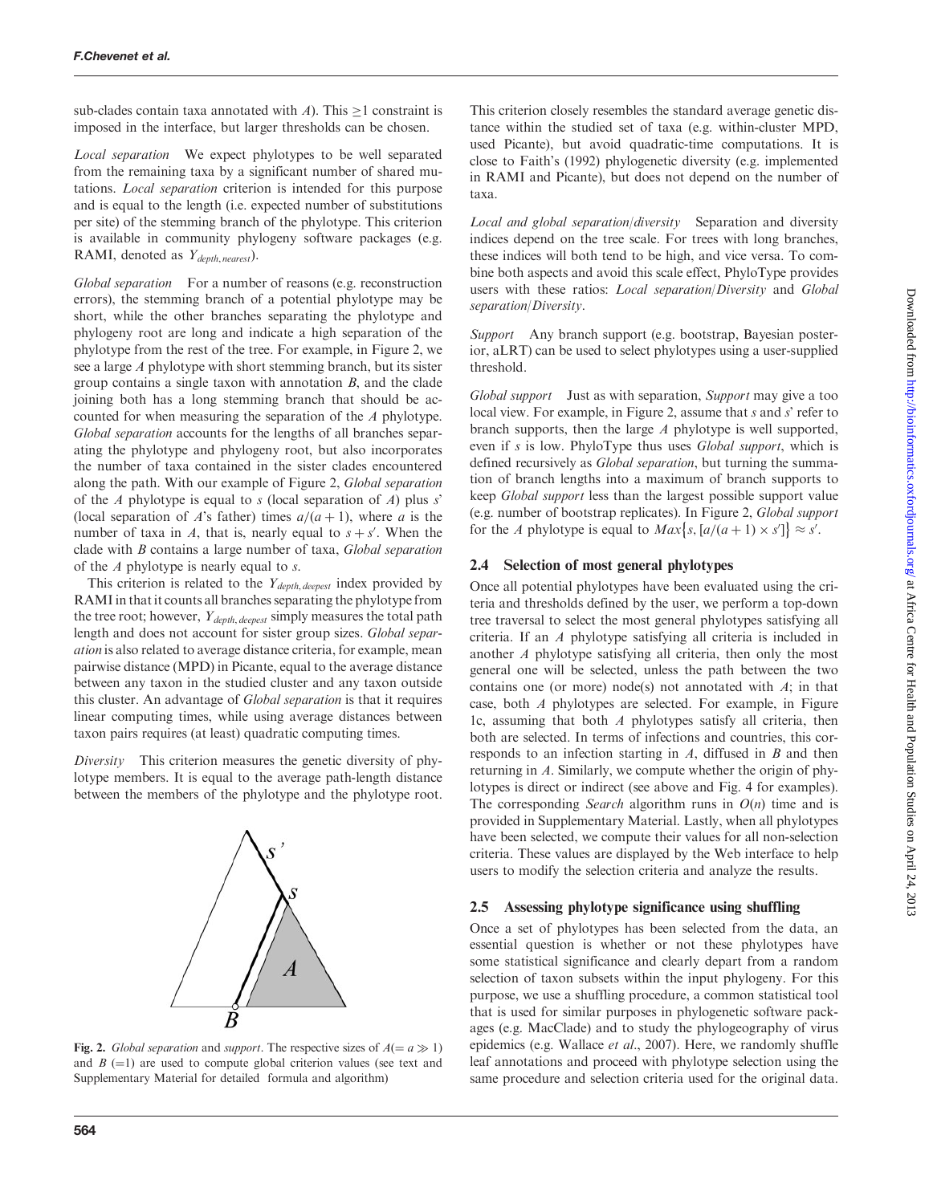sub-clades contain taxa annotated with $A$). This $\geq 1$ constraint is imposed in the interface, but larger thresholds can be chosen.

*Local separation* We expect phylotypes to be well separated from the remaining taxa by a significant number of shared mutations. *Local separation* criterion is intended for this purpose and is equal to the length (i.e. expected number of substitutions per site) of the stemming branch of the phylotype. This criterion is available in community phylogeny software packages (e.g. RAMI, denoted as $Y_{depth, nearest}$).

*Global separation* For a number of reasons (e.g. reconstruction errors), the stemming branch of a potential phylotype may be short, while the other branches separating the phylotype and phylogeny root are long and indicate a high separation of the phylotype from the rest of the tree. For example, in Figure 2, we see a large $A$ phylotype with short stemming branch, but its sister group contains a single taxon with annotation $B$, and the clade joining both has a long stemming branch that should be accounted for when measuring the separation of the $A$ phylotype. *Global separation* accounts for the lengths of all branches separating the phylotype and phylogeny root, but also incorporates the number of taxa contained in the sister clades encountered along the path. With our example of Figure 2, *Global separation* of the $A$ phylotype is equal to $s$ (local separation of $A$) plus $s'$ (local separation of $A$'s father) times $a/(a+1)$, where $a$ is the number of taxa in $A$, that is, nearly equal to $s + s'$. When the clade with $B$ contains a large number of taxa, *Global separation* of the $A$ phylotype is nearly equal to $s$.

This criterion is related to the $Y_{depth, deepest}$ index provided by RAMI in that it counts all branches separating the phylotype from the tree root; however, $Y_{depth, deepest}$ simply measures the total path length and does not account for sister group sizes. *Global separation* is also related to average distance criteria, for example, mean pairwise distance (MPD) in Picante, equal to the average distance between any taxon in the studied cluster and any taxon outside this cluster. An advantage of *Global separation* is that it requires linear computing times, while using average distances between taxon pairs requires (at least) quadratic computing times.

*Diversity* This criterion measures the genetic diversity of phylotype members. It is equal to the average path-length distance between the members of the phylotype and the phylotype root.

**Fig. 2.** *Global separation* and *support*. The respective sizes of $A (= a \gg 1)$ and $B$ (=1) are used to compute global criterion values (see text and Supplementary Material for detailed formula and algorithm)

This criterion closely resembles the standard average genetic distance within the studied set of taxa (e.g. within-cluster MPD, used Picante), but avoid quadratic-time computations. It is close to Faith's (1992) phylogenetic diversity (e.g. implemented in RAMI and Picante), but does not depend on the number of taxa.

*Local and global separation/diversity* Separation and diversity indices depend on the tree scale. For trees with long branches, these indices will both tend to be high, and vice versa. To combine both aspects and avoid this scale effect, PhyloType provides users with these ratios: *Local separation/Diversity* and *Global separation/Diversity*.

*Support* Any branch support (e.g. bootstrap, Bayesian posterior, aLRT) can be used to select phylotypes using a user-supplied threshold.

*Global support* Just as with separation, *Support* may give a too local view. For example, in Figure 2, assume that $s$ and $s'$ refer to branch supports, then the large $A$ phylotype is well supported, even if $s$ is low. PhyloType thus uses *Global support*, which is defined recursively as *Global separation*, but turning the summation of branch lengths into a maximum of branch supports to keep *Global support* less than the largest possible support value (e.g. number of bootstrap replicates). In Figure 2, *Global support* for the $A$ phylotype is equal to $Max\{s, [a/(a+1) \times s']\} \approx s'$.

## 2.4 Selection of most general phylotypes

Once all potential phylotypes have been evaluated using the criteria and thresholds defined by the user, we perform a top-down tree traversal to select the most general phylotypes satisfying all criteria. If an $A$ phylotype satisfying all criteria is included in another $A$ phylotype satisfying all criteria, then only the most general one will be selected, unless the path between the two contains one (or more) node(s) not annotated with $A$; in that case, both $A$ phylotypes are selected. For example, in Figure 1c, assuming that both $A$ phylotypes satisfy all criteria, then both are selected. In terms of infections and countries, this corresponds to an infection starting in $A$, diffused in $B$ and then returning in $A$. Similarly, we compute whether the origin of phylotypes is direct or indirect (see above and Fig. 4 for examples). The corresponding *Search* algorithm runs in $O(n)$ time and is provided in Supplementary Material. Lastly, when all phylotypes have been selected, we compute their values for all non-selection criteria. These values are displayed by the Web interface to help users to modify the selection criteria and analyze the results.

## 2.5 Assessing phylotype significance using shuffling

Once a set of phylotypes has been selected from the data, an essential question is whether or not these phylotypes have some statistical significance and clearly depart from a random selection of taxon subsets within the input phylogeny. For this purpose, we use a shuffling procedure, a common statistical tool that is used for similar purposes in phylogenetic software packages (e.g. MacClade) and to study the phylogeography of virus epidemics (e.g. Wallace *et al.*, 2007). Here, we randomly shuffle leaf annotations and proceed with phylotype selection using the same procedure and selection criteria used for the original data.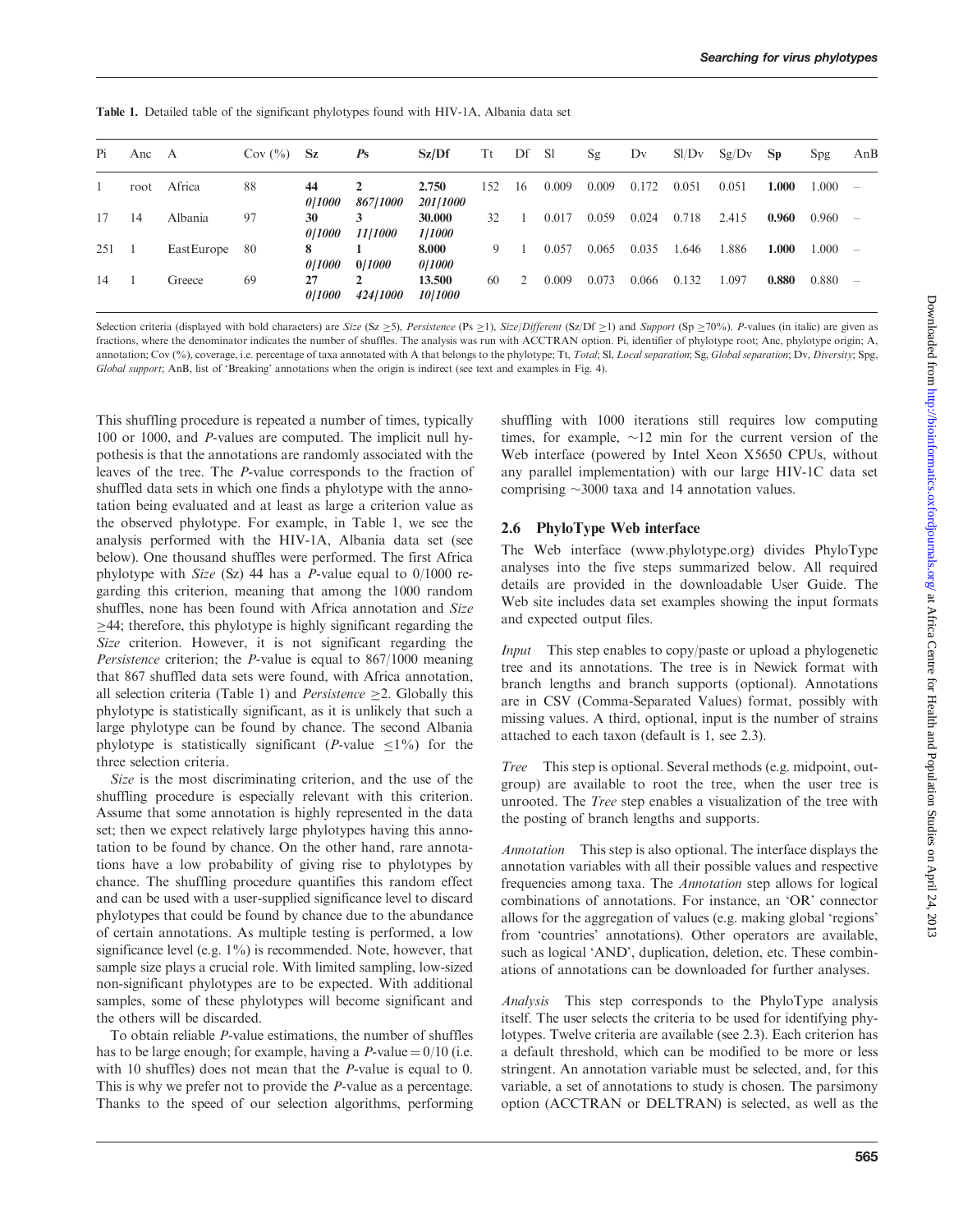**Table 1.** Detailed table of the significant phylotypes found with HIV-1A, Albania data set

| Pi | Anc | A | Cov (%) | **Sz** | ***Ps*** | **Sz/Df** | Tt | Df | Sl | Sg | Dv | Sl/Dv | Sg/Dv | **Sp** | Spg | AnB |
|---|---|---|---|---|---|---|---|---|---|---|---|---|---|---|---|---|
| 1 | root | Africa | 88 | **44** *0/1000* | **2** *867/1000* | **2.750** *201/1000* | 152 | 16 | 0.009 | 0.009 | 0.172 | 0.051 | 0.051 | **1.000** | 1.000 | – |
| 17 | 14 | Albania | 97 | **30** *0/1000* | **3** *11/1000* | **30.000** *1/1000* | 32 | 1 | 0.017 | 0.059 | 0.024 | 0.718 | 2.415 | **0.960** | 0.960 | – |
| 251 | 1 | EastEurope | 80 | **8** *0/1000* | **1** *0/1000* | **8.000** *0/1000* | 9 | 1 | 0.057 | 0.065 | 0.035 | 1.646 | 1.886 | **1.000** | 1.000 | – |
| 14 | 1 | Greece | 69 | **27** *0/1000* | **2** *424/1000* | **13.500** *10/1000* | 60 | 2 | 0.009 | 0.073 | 0.066 | 0.132 | 1.097 | **0.880** | 0.880 | – |

Selection criteria (displayed with bold characters) are *Size* (Sz ≥5), *Persistence* (Ps ≥1), *Size/Different* (Sz/Df ≥1) and *Support* (Sp ≥70%). *P*-values (in italic) are given as fractions, where the denominator indicates the number of shuffles. The analysis was run with ACCTRAN option. Pi, identifier of phylotype root; Anc, phylotype origin; A, annotation; Cov (%), coverage, i.e. percentage of taxa annotated with A that belongs to the phylotype; Tt, *Total*; Sl, *Local separation*; Sg, *Global separation*; Dv, *Diversity*; Spg, *Global support*; AnB, list of 'Breaking' annotations when the origin is indirect (see text and examples in Fig. 4).

This shuffling procedure is repeated a number of times, typically 100 or 1000, and *P*-values are computed. The implicit null hypothesis is that the annotations are randomly associated with the leaves of the tree. The *P*-value corresponds to the fraction of shuffled data sets in which one finds a phylotype with the annotation being evaluated and at least as large a criterion value as the observed phylotype. For example, in Table 1, we see the analysis performed with the HIV-1A, Albania data set (see below). One thousand shuffles were performed. The first Africa phylotype with *Size* (Sz) 44 has a *P*-value equal to 0/1000 regarding this criterion, meaning that among the 1000 random shuffles, none has been found with Africa annotation and *Size* ≥44; therefore, this phylotype is highly significant regarding the *Size* criterion. However, it is not significant regarding the *Persistence* criterion; the *P*-value is equal to 867/1000 meaning that 867 shuffled data sets were found, with Africa annotation, all selection criteria (Table 1) and *Persistence* ≥2. Globally this phylotype is statistically significant, as it is unlikely that such a large phylotype can be found by chance. The second Albania phylotype is statistically significant (*P*-value ≤1%) for the three selection criteria.

*Size* is the most discriminating criterion, and the use of the shuffling procedure is especially relevant with this criterion. Assume that some annotation is highly represented in the data set; then we expect relatively large phylotypes having this annotation to be found by chance. On the other hand, rare annotations have a low probability of giving rise to phylotypes by chance. The shuffling procedure quantifies this random effect and can be used with a user-supplied significance level to discard phylotypes that could be found by chance due to the abundance of certain annotations. As multiple testing is performed, a low significance level (e.g. 1%) is recommended. Note, however, that sample size plays a crucial role. With limited sampling, low-sized non-significant phylotypes are to be expected. With additional samples, some of these phylotypes will become significant and the others will be discarded.

To obtain reliable *P*-value estimations, the number of shuffles has to be large enough; for example, having a *P*-value = 0/10 (i.e. with 10 shuffles) does not mean that the *P*-value is equal to 0. This is why we prefer not to provide the *P*-value as a percentage. Thanks to the speed of our selection algorithms, performing shuffling with 1000 iterations still requires low computing times, for example, ~12 min for the current version of the Web interface (powered by Intel Xeon X5650 CPUs, without any parallel implementation) with our large HIV-1C data set comprising ~3000 taxa and 14 annotation values.

## 2.6 PhyloType Web interface

The Web interface (www.phylotype.org) divides PhyloType analyses into the five steps summarized below. All required details are provided in the downloadable User Guide. The Web site includes data set examples showing the input formats and expected output files.

*Input* This step enables to copy/paste or upload a phylogenetic tree and its annotations. The tree is in Newick format with branch lengths and branch supports (optional). Annotations are in CSV (Comma-Separated Values) format, possibly with missing values. A third, optional, input is the number of strains attached to each taxon (default is 1, see 2.3).

*Tree* This step is optional. Several methods (e.g. midpoint, outgroup) are available to root the tree, when the user tree is unrooted. The *Tree* step enables a visualization of the tree with the posting of branch lengths and supports.

*Annotation* This step is also optional. The interface displays the annotation variables with all their possible values and respective frequencies among taxa. The *Annotation* step allows for logical combinations of annotations. For instance, an 'OR' connector allows for the aggregation of values (e.g. making global 'regions' from 'countries' annotations). Other operators are available, such as logical 'AND', duplication, deletion, etc. These combinations of annotations can be downloaded for further analyses.

*Analysis* This step corresponds to the PhyloType analysis itself. The user selects the criteria to be used for identifying phylotypes. Twelve criteria are available (see 2.3). Each criterion has a default threshold, which can be modified to be more or less stringent. An annotation variable must be selected, and, for this variable, a set of annotations to study is chosen. The parsimony option (ACCTRAN or DELTRAN) is selected, as well as the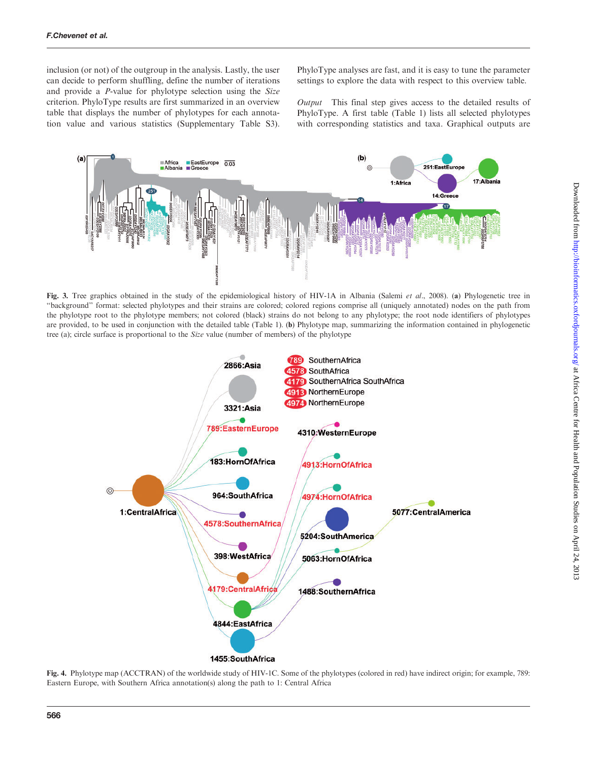inclusion (or not) of the outgroup in the analysis. Lastly, the user can decide to perform shuffling, define the number of iterations and provide a *P*-value for phylotype selection using the *Size* criterion. PhyloType results are first summarized in an overview table that displays the number of phylotypes for each annotation value and various statistics (Supplementary Table S3). PhyloType analyses are fast, and it is easy to tune the parameter settings to explore the data with respect to this overview table.

*Output* This final step gives access to the detailed results of PhyloType. A first table (Table 1) lists all selected phylotypes with corresponding statistics and taxa. Graphical outputs are

**Fig. 3.** Tree graphics obtained in the study of the epidemiological history of HIV-1A in Albania (Salemi *et al.*, 2008). (**a**) Phylogenetic tree in "background" format: selected phylotypes and their strains are colored; colored regions comprise all (uniquely annotated) nodes on the path from the phylotype root to the phylotype members; not colored (black) strains do not belong to any phylotype; the root node identifiers of phylotypes are provided, to be used in conjunction with the detailed table (Table 1). (**b**) Phylotype map, summarizing the information contained in phylogenetic tree (a); circle surface is proportional to the *Size* value (number of members) of the phylotype

**Fig. 4.** Phylotype map (ACCTRAN) of the worldwide study of HIV-1C. Some of the phylotypes (colored in red) have indirect origin; for example, 789: Eastern Europe, with Southern Africa annotation(s) along the path to 1: Central Africa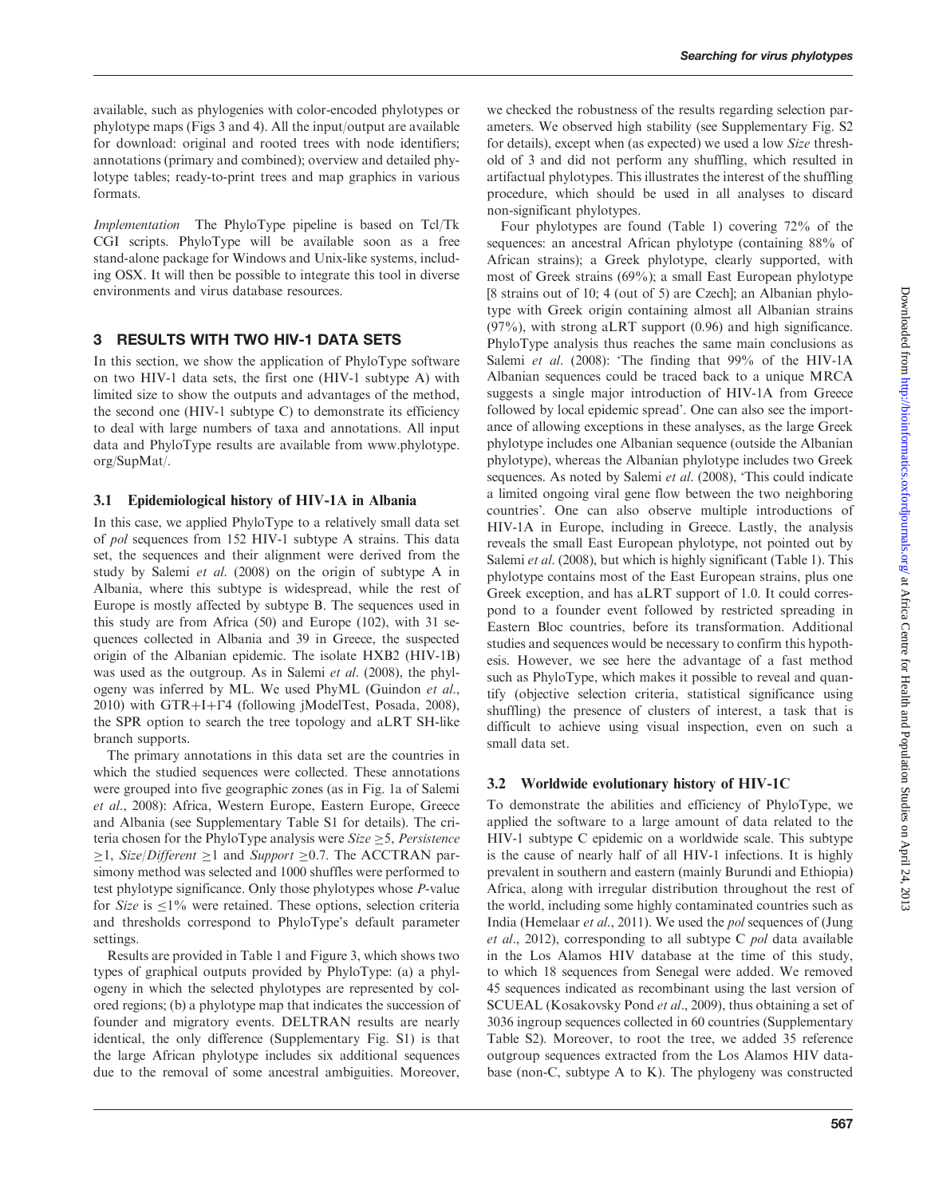available, such as phylogenies with color-encoded phylotypes or phylotype maps (Figs 3 and 4). All the input/output are available for download: original and rooted trees with node identifiers; annotations (primary and combined); overview and detailed phylotype tables; ready-to-print trees and map graphics in various formats.

*Implementation* The PhyloType pipeline is based on Tcl/Tk CGI scripts. PhyloType will be available soon as a free stand-alone package for Windows and Unix-like systems, including OSX. It will then be possible to integrate this tool in diverse environments and virus database resources.

## 3 RESULTS WITH TWO HIV-1 DATA SETS

In this section, we show the application of PhyloType software on two HIV-1 data sets, the first one (HIV-1 subtype A) with limited size to show the outputs and advantages of the method, the second one (HIV-1 subtype C) to demonstrate its efficiency to deal with large numbers of taxa and annotations. All input data and PhyloType results are available from www.phylotype.org/SupMat/.

### 3.1 Epidemiological history of HIV-1A in Albania

In this case, we applied PhyloType to a relatively small data set of *pol* sequences from 152 HIV-1 subtype A strains. This data set, the sequences and their alignment were derived from the study by Salemi *et al*. (2008) on the origin of subtype A in Albania, where this subtype is widespread, while the rest of Europe is mostly affected by subtype B. The sequences used in this study are from Africa (50) and Europe (102), with 31 sequences collected in Albania and 39 in Greece, the suspected origin of the Albanian epidemic. The isolate HXB2 (HIV-1B) was used as the outgroup. As in Salemi *et al*. (2008), the phylogeny was inferred by ML. We used PhyML (Guindon *et al*., 2010) with GTR+I+Γ4 (following jModelTest, Posada, 2008), the SPR option to search the tree topology and aLRT SH-like branch supports.

The primary annotations in this data set are the countries in which the studied sequences were collected. These annotations were grouped into five geographic zones (as in Fig. 1a of Salemi *et al*., 2008): Africa, Western Europe, Eastern Europe, Greece and Albania (see Supplementary Table S1 for details). The criteria chosen for the PhyloType analysis were *Size* ≥5, *Persistence* ≥1, *Size*/*Different* ≥1 and *Support* ≥0.7. The ACCTRAN parsimony method was selected and 1000 shuffles were performed to test phylotype significance. Only those phylotypes whose *P*-value for *Size* is ≤1% were retained. These options, selection criteria and thresholds correspond to PhyloType's default parameter settings.

Results are provided in Table 1 and Figure 3, which shows two types of graphical outputs provided by PhyloType: (a) a phylogeny in which the selected phylotypes are represented by colored regions; (b) a phylotype map that indicates the succession of founder and migratory events. DELTRAN results are nearly identical, the only difference (Supplementary Fig. S1) is that the large African phylotype includes six additional sequences due to the removal of some ancestral ambiguities. Moreover, we checked the robustness of the results regarding selection parameters. We observed high stability (see Supplementary Fig. S2 for details), except when (as expected) we used a low *Size* threshold of 3 and did not perform any shuffling, which resulted in artifactual phylotypes. This illustrates the interest of the shuffling procedure, which should be used in all analyses to discard non-significant phylotypes.

Four phylotypes are found (Table 1) covering 72% of the sequences: an ancestral African phylotype (containing 88% of African strains); a Greek phylotype, clearly supported, with most of Greek strains (69%); a small East European phylotype [8 strains out of 10; 4 (out of 5) are Czech]; an Albanian phylotype with Greek origin containing almost all Albanian strains (97%), with strong aLRT support (0.96) and high significance. PhyloType analysis thus reaches the same main conclusions as Salemi *et al*. (2008): 'The finding that 99% of the HIV-1A Albanian sequences could be traced back to a unique MRCA suggests a single major introduction of HIV-1A from Greece followed by local epidemic spread'. One can also see the importance of allowing exceptions in these analyses, as the large Greek phylotype includes one Albanian sequence (outside the Albanian phylotype), whereas the Albanian phylotype includes two Greek sequences. As noted by Salemi *et al*. (2008), 'This could indicate a limited ongoing viral gene flow between the two neighboring countries'. One can also observe multiple introductions of HIV-1A in Europe, including in Greece. Lastly, the analysis reveals the small East European phylotype, not pointed out by Salemi *et al*. (2008), but which is highly significant (Table 1). This phylotype contains most of the East European strains, plus one Greek exception, and has aLRT support of 1.0. It could correspond to a founder event followed by restricted spreading in Eastern Bloc countries, before its transformation. Additional studies and sequences would be necessary to confirm this hypothesis. However, we see here the advantage of a fast method such as PhyloType, which makes it possible to reveal and quantify (objective selection criteria, statistical significance using shuffling) the presence of clusters of interest, a task that is difficult to achieve using visual inspection, even on such a small data set.

### 3.2 Worldwide evolutionary history of HIV-1C

To demonstrate the abilities and efficiency of PhyloType, we applied the software to a large amount of data related to the HIV-1 subtype C epidemic on a worldwide scale. This subtype is the cause of nearly half of all HIV-1 infections. It is highly prevalent in southern and eastern (mainly Burundi and Ethiopia) Africa, along with irregular distribution throughout the rest of the world, including some highly contaminated countries such as India (Hemelaar *et al*., 2011). We used the *pol* sequences of (Jung *et al*., 2012), corresponding to all subtype C *pol* data available in the Los Alamos HIV database at the time of this study, to which 18 sequences from Senegal were added. We removed 45 sequences indicated as recombinant using the last version of SCUEAL (Kosakovsky Pond *et al*., 2009), thus obtaining a set of 3036 ingroup sequences collected in 60 countries (Supplementary Table S2). Moreover, to root the tree, we added 35 reference outgroup sequences extracted from the Los Alamos HIV database (non-C, subtype A to K). The phylogeny was constructed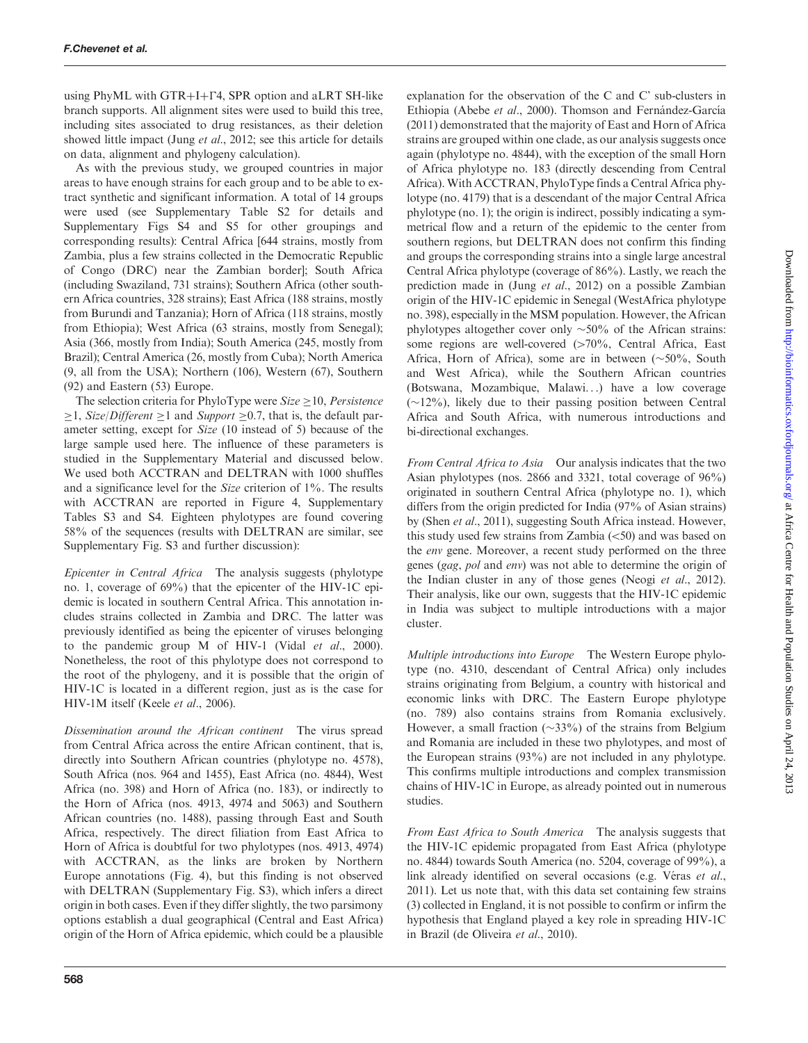using PhyML with GTR+I+Γ4, SPR option and aLRT SH-like branch supports. All alignment sites were used to build this tree, including sites associated to drug resistances, as their deletion showed little impact (Jung *et al.*, 2012; see this article for details on data, alignment and phylogeny calculation).

As with the previous study, we grouped countries in major areas to have enough strains for each group and to be able to extract synthetic and significant information. A total of 14 groups were used (see Supplementary Table S2 for details and Supplementary Figs S4 and S5 for other groupings and corresponding results): Central Africa [644 strains, mostly from Zambia, plus a few strains collected in the Democratic Republic of Congo (DRC) near the Zambian border]; South Africa (including Swaziland, 731 strains); Southern Africa (other southern Africa countries, 328 strains); East Africa (188 strains, mostly from Burundi and Tanzania); Horn of Africa (118 strains, mostly from Ethiopia); West Africa (63 strains, mostly from Senegal); Asia (366, mostly from India); South America (245, mostly from Brazil); Central America (26, mostly from Cuba); North America (9, all from the USA); Northern (106), Western (67), Southern (92) and Eastern (53) Europe.

The selection criteria for PhyloType were *Size* ≥10, *Persistence* ≥1, *Size*/*Different* ≥1 and *Support* ≥0.7, that is, the default parameter setting, except for *Size* (10 instead of 5) because of the large sample used here. The influence of these parameters is studied in the Supplementary Material and discussed below. We used both ACCTRAN and DELTRAN with 1000 shuffles and a significance level for the *Size* criterion of 1%. The results with ACCTRAN are reported in Figure 4, Supplementary Tables S3 and S4. Eighteen phylotypes are found covering 58% of the sequences (results with DELTRAN are similar, see Supplementary Fig. S3 and further discussion):

*Epicenter in Central Africa* The analysis suggests (phylotype no. 1, coverage of 69%) that the epicenter of the HIV-1C epidemic is located in southern Central Africa. This annotation includes strains collected in Zambia and DRC. The latter was previously identified as being the epicenter of viruses belonging to the pandemic group M of HIV-1 (Vidal *et al.*, 2000). Nonetheless, the root of this phylotype does not correspond to the root of the phylogeny, and it is possible that the origin of HIV-1C is located in a different region, just as is the case for HIV-1M itself (Keele *et al.*, 2006).

*Dissemination around the African continent* The virus spread from Central Africa across the entire African continent, that is, directly into Southern African countries (phylotype no. 4578), South Africa (nos. 964 and 1455), East Africa (no. 4844), West Africa (no. 398) and Horn of Africa (no. 183), or indirectly to the Horn of Africa (nos. 4913, 4974 and 5063) and Southern African countries (no. 1488), passing through East and South Africa, respectively. The direct filiation from East Africa to Horn of Africa is doubtful for two phylotypes (nos. 4913, 4974) with ACCTRAN, as the links are broken by Northern Europe annotations (Fig. 4), but this finding is not observed with DELTRAN (Supplementary Fig. S3), which infers a direct origin in both cases. Even if they differ slightly, the two parsimony options establish a dual geographical (Central and East Africa) origin of the Horn of Africa epidemic, which could be a plausible explanation for the observation of the C and C' sub-clusters in Ethiopia (Abebe *et al.*, 2000). Thomson and Fernández-García (2011) demonstrated that the majority of East and Horn of Africa strains are grouped within one clade, as our analysis suggests once again (phylotype no. 4844), with the exception of the small Horn of Africa phylotype no. 183 (directly descending from Central Africa). With ACCTRAN, PhyloType finds a Central Africa phylotype (no. 4179) that is a descendant of the major Central Africa phylotype (no. 1); the origin is indirect, possibly indicating a symmetrical flow and a return of the epidemic to the center from southern regions, but DELTRAN does not confirm this finding and groups the corresponding strains into a single large ancestral Central Africa phylotype (coverage of 86%). Lastly, we reach the prediction made in (Jung *et al.*, 2012) on a possible Zambian origin of the HIV-1C epidemic in Senegal (WestAfrica phylotype no. 398), especially in the MSM population. However, the African phylotypes altogether cover only ~50% of the African strains: some regions are well-covered (>70%, Central Africa, East Africa, Horn of Africa), some are in between (~50%, South and West Africa), while the Southern African countries (Botswana, Mozambique, Malawi...) have a low coverage (~12%), likely due to their passing position between Central Africa and South Africa, with numerous introductions and bi-directional exchanges.

*From Central Africa to Asia* Our analysis indicates that the two Asian phylotypes (nos. 2866 and 3321, total coverage of 96%) originated in southern Central Africa (phylotype no. 1), which differs from the origin predicted for India (97% of Asian strains) by (Shen *et al.*, 2011), suggesting South Africa instead. However, this study used few strains from Zambia (<50) and was based on the *env* gene. Moreover, a recent study performed on the three genes (*gag*, *pol* and *env*) was not able to determine the origin of the Indian cluster in any of those genes (Neogi *et al.*, 2012). Their analysis, like our own, suggests that the HIV-1C epidemic in India was subject to multiple introductions with a major cluster.

*Multiple introductions into Europe* The Western Europe phylotype (no. 4310, descendant of Central Africa) only includes strains originating from Belgium, a country with historical and economic links with DRC. The Eastern Europe phylotype (no. 789) also contains strains from Romania exclusively. However, a small fraction (~33%) of the strains from Belgium and Romania are included in these two phylotypes, and most of the European strains (93%) are not included in any phylotype. This confirms multiple introductions and complex transmission chains of HIV-1C in Europe, as already pointed out in numerous studies.

*From East Africa to South America* The analysis suggests that the HIV-1C epidemic propagated from East Africa (phylotype no. 4844) towards South America (no. 5204, coverage of 99%), a link already identified on several occasions (e.g. Véras *et al.*, 2011). Let us note that, with this data set containing few strains (3) collected in England, it is not possible to confirm or infirm the hypothesis that England played a key role in spreading HIV-1C in Brazil (de Oliveira *et al.*, 2010).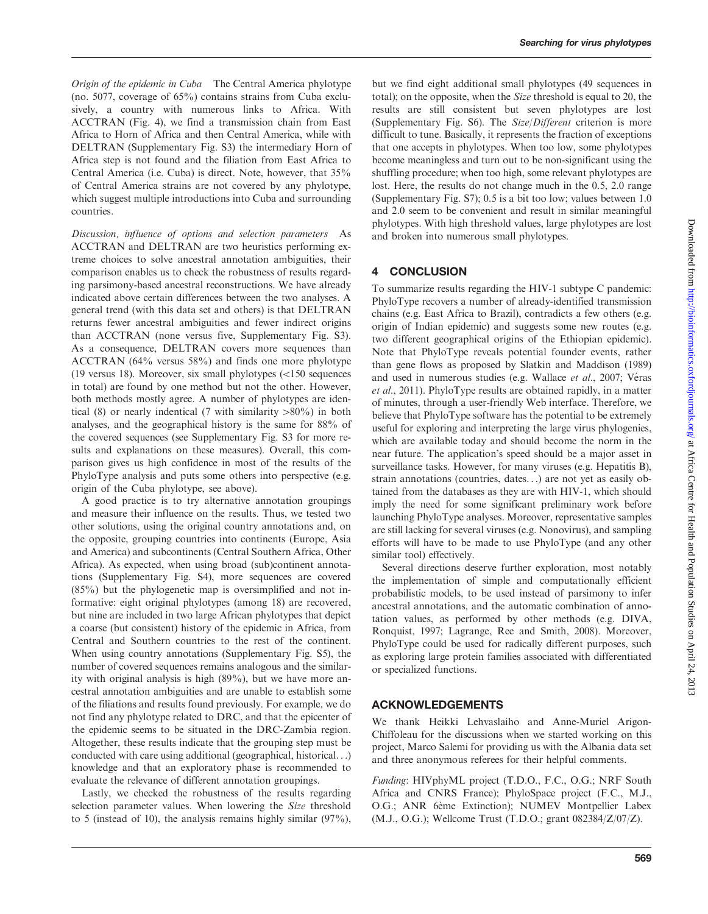*Origin of the epidemic in Cuba* The Central America phylotype (no. 5077, coverage of 65%) contains strains from Cuba exclusively, a country with numerous links to Africa. With ACCTRAN (Fig. 4), we find a transmission chain from East Africa to Horn of Africa and then Central America, while with DELTRAN (Supplementary Fig. S3) the intermediary Horn of Africa step is not found and the filiation from East Africa to Central America (i.e. Cuba) is direct. Note, however, that 35% of Central America strains are not covered by any phylotype, which suggest multiple introductions into Cuba and surrounding countries.

*Discussion, influence of options and selection parameters* As ACCTRAN and DELTRAN are two heuristics performing extreme choices to solve ancestral annotation ambiguities, their comparison enables us to check the robustness of results regarding parsimony-based ancestral reconstructions. We have already indicated above certain differences between the two analyses. A general trend (with this data set and others) is that DELTRAN returns fewer ancestral ambiguities and fewer indirect origins than ACCTRAN (none versus five, Supplementary Fig. S3). As a consequence, DELTRAN covers more sequences than ACCTRAN (64% versus 58%) and finds one more phylotype (19 versus 18). Moreover, six small phylotypes (<150 sequences in total) are found by one method but not the other. However, both methods mostly agree. A number of phylotypes are identical (8) or nearly indentical (7 with similarity >80%) in both analyses, and the geographical history is the same for 88% of the covered sequences (see Supplementary Fig. S3 for more results and explanations on these measures). Overall, this comparison gives us high confidence in most of the results of the PhyloType analysis and puts some others into perspective (e.g. origin of the Cuba phylotype, see above).

A good practice is to try alternative annotation groupings and measure their influence on the results. Thus, we tested two other solutions, using the original country annotations and, on the opposite, grouping countries into continents (Europe, Asia and America) and subcontinents (Central Southern Africa, Other Africa). As expected, when using broad (sub)continent annotations (Supplementary Fig. S4), more sequences are covered (85%) but the phylogenetic map is oversimplified and not informative: eight original phylotypes (among 18) are recovered, but nine are included in two large African phylotypes that depict a coarse (but consistent) history of the epidemic in Africa, from Central and Southern countries to the rest of the continent. When using country annotations (Supplementary Fig. S5), the number of covered sequences remains analogous and the similarity with original analysis is high (89%), but we have more ancestral annotation ambiguities and are unable to establish some of the filiations and results found previously. For example, we do not find any phylotype related to DRC, and that the epicenter of the epidemic seems to be situated in the DRC-Zambia region. Altogether, these results indicate that the grouping step must be conducted with care using additional (geographical, historical...) knowledge and that an exploratory phase is recommended to evaluate the relevance of different annotation groupings.

Lastly, we checked the robustness of the results regarding selection parameter values. When lowering the *Size* threshold to 5 (instead of 10), the analysis remains highly similar (97%), but we find eight additional small phylotypes (49 sequences in total); on the opposite, when the *Size* threshold is equal to 20, the results are still consistent but seven phylotypes are lost (Supplementary Fig. S6). The *Size*/*Different* criterion is more difficult to tune. Basically, it represents the fraction of exceptions that one accepts in phylotypes. When too low, some phylotypes become meaningless and turn out to be non-significant using the shuffling procedure; when too high, some relevant phylotypes are lost. Here, the results do not change much in the 0.5, 2.0 range (Supplementary Fig. S7); 0.5 is a bit too low; values between 1.0 and 2.0 seem to be convenient and result in similar meaningful phylotypes. With high threshold values, large phylotypes are lost and broken into numerous small phylotypes.

## 4 CONCLUSION

To summarize results regarding the HIV-1 subtype C pandemic: PhyloType recovers a number of already-identified transmission chains (e.g. East Africa to Brazil), contradicts a few others (e.g. origin of Indian epidemic) and suggests some new routes (e.g. two different geographical origins of the Ethiopian epidemic). Note that PhyloType reveals potential founder events, rather than gene flows as proposed by Slatkin and Maddison (1989) and used in numerous studies (e.g. Wallace *et al.*, 2007; Véras *et al.*, 2011). PhyloType results are obtained rapidly, in a matter of minutes, through a user-friendly Web interface. Therefore, we believe that PhyloType software has the potential to be extremely useful for exploring and interpreting the large virus phylogenies, which are available today and should become the norm in the near future. The application's speed should be a major asset in surveillance tasks. However, for many viruses (e.g. Hepatitis B), strain annotations (countries, dates...) are not yet as easily obtained from the databases as they are with HIV-1, which should imply the need for some significant preliminary work before launching PhyloType analyses. Moreover, representative samples are still lacking for several viruses (e.g. Nonovirus), and sampling efforts will have to be made to use PhyloType (and any other similar tool) effectively.

Several directions deserve further exploration, most notably the implementation of simple and computationally efficient probabilistic models, to be used instead of parsimony to infer ancestral annotations, and the automatic combination of annotation values, as performed by other methods (e.g. DIVA, Ronquist, 1997; Lagrange, Ree and Smith, 2008). Moreover, PhyloType could be used for radically different purposes, such as exploring large protein families associated with differentiated or specialized functions.

## ACKNOWLEDGEMENTS

We thank Heikki Lehvaslaiho and Anne-Muriel Arigon-Chiffoleau for the discussions when we started working on this project, Marco Salemi for providing us with the Albania data set and three anonymous referees for their helpful comments.

*Funding*: HIVphyML project (T.D.O., F.C., O.G.; NRF South Africa and CNRS France); PhyloSpace project (F.C., M.J., O.G.; ANR 6ème Extinction); NUMEV Montpellier Labex (M.J., O.G.); Wellcome Trust (T.D.O.; grant 082384/Z/07/Z).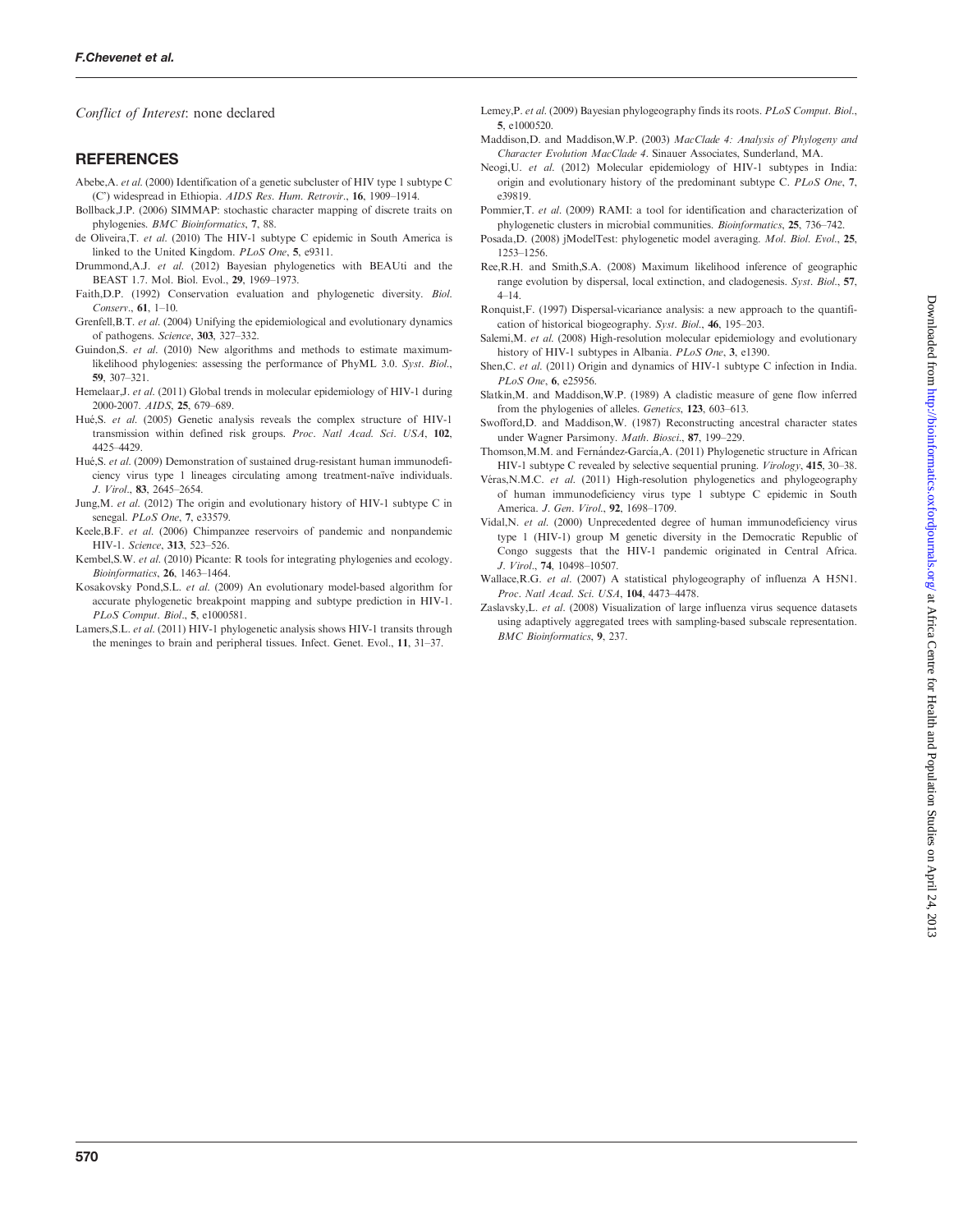*Conflict of Interest*: none declared

## REFERENCES

Abebe,A. *et al.* (2000) Identification of a genetic subcluster of HIV type 1 subtype C (C') widespread in Ethiopia. *AIDS Res. Hum. Retrovir.*, **16**, 1909–1914.

Bollback,J.P. (2006) SIMMAP: stochastic character mapping of discrete traits on phylogenies. *BMC Bioinformatics*, **7**, 88.

de Oliveira,T. *et al.* (2010) The HIV-1 subtype C epidemic in South America is linked to the United Kingdom. *PLoS One*, **5**, e9311.

Drummond,A.J. *et al.* (2012) Bayesian phylogenetics with BEAUti and the BEAST 1.7. Mol. Biol. Evol., **29**, 1969–1973.

Faith,D.P. (1992) Conservation evaluation and phylogenetic diversity. *Biol. Conserv.*, **61**, 1–10.

Grenfell,B.T. *et al.* (2004) Unifying the epidemiological and evolutionary dynamics of pathogens. *Science*, **303**, 327–332.

Guindon,S. *et al.* (2010) New algorithms and methods to estimate maximum-likelihood phylogenies: assessing the performance of PhyML 3.0. *Syst. Biol.*, **59**, 307–321.

Hemelaar,J. *et al.* (2011) Global trends in molecular epidemiology of HIV-1 during 2000-2007. *AIDS*, **25**, 679–689.

Hué,S. *et al.* (2005) Genetic analysis reveals the complex structure of HIV-1 transmission within defined risk groups. *Proc. Natl Acad. Sci. USA*, **102**, 4425–4429.

Hué,S. *et al.* (2009) Demonstration of sustained drug-resistant human immunodeficiency virus type 1 lineages circulating among treatment-naïve individuals. *J. Virol.*, **83**, 2645–2654.

Jung,M. *et al.* (2012) The origin and evolutionary history of HIV-1 subtype C in senegal. *PLoS One*, **7**, e33579.

Keele,B.F. *et al.* (2006) Chimpanzee reservoirs of pandemic and nonpandemic HIV-1. *Science*, **313**, 523–526.

Kembel,S.W. *et al.* (2010) Picante: R tools for integrating phylogenies and ecology. *Bioinformatics*, **26**, 1463–1464.

Kosakovsky Pond,S.L. *et al.* (2009) An evolutionary model-based algorithm for accurate phylogenetic breakpoint mapping and subtype prediction in HIV-1. *PLoS Comput. Biol.*, **5**, e1000581.

Lamers,S.L. *et al.* (2011) HIV-1 phylogenetic analysis shows HIV-1 transits through the meninges to brain and peripheral tissues. Infect. Genet. Evol., **11**, 31–37.

Lemey,P. *et al.* (2009) Bayesian phylogeography finds its roots. *PLoS Comput. Biol.*, **5**, e1000520.

Maddison,D. and Maddison,W.P. (2003) *MacClade 4: Analysis of Phylogeny and Character Evolution MacClade 4*. Sinauer Associates, Sunderland, MA.

Neogi,U. *et al.* (2012) Molecular epidemiology of HIV-1 subtypes in India: origin and evolutionary history of the predominant subtype C. *PLoS One*, **7**, e39819.

Pommier,T. *et al.* (2009) RAMI: a tool for identification and characterization of phylogenetic clusters in microbial communities. *Bioinformatics*, **25**, 736–742.

Posada,D. (2008) jModelTest: phylogenetic model averaging. *Mol. Biol. Evol.*, **25**, 1253–1256.

Ree,R.H. and Smith,S.A. (2008) Maximum likelihood inference of geographic range evolution by dispersal, local extinction, and cladogenesis. *Syst. Biol.*, **57**, 4–14.

Ronquist,F. (1997) Dispersal-vicariance analysis: a new approach to the quantification of historical biogeography. *Syst. Biol.*, **46**, 195–203.

Salemi,M. *et al.* (2008) High-resolution molecular epidemiology and evolutionary history of HIV-1 subtypes in Albania. *PLoS One*, **3**, e1390.

Shen,C. *et al.* (2011) Origin and dynamics of HIV-1 subtype C infection in India. *PLoS One*, **6**, e25956.

Slatkin,M. and Maddison,W.P. (1989) A cladistic measure of gene flow inferred from the phylogenies of alleles. *Genetics*, **123**, 603–613.

Swofford,D. and Maddison,W. (1987) Reconstructing ancestral character states under Wagner Parsimony. *Math. Biosci.*, **87**, 199–229.

Thomson,M.M. and Fernández-García,A. (2011) Phylogenetic structure in African HIV-1 subtype C revealed by selective sequential pruning. *Virology*, **415**, 30–38.

Véras,N.M.C. *et al.* (2011) High-resolution phylogenetics and phylogeography of human immunodeficiency virus type 1 subtype C epidemic in South America. *J. Gen. Virol.*, **92**, 1698–1709.

Vidal,N. *et al.* (2000) Unprecedented degree of human immunodeficiency virus type 1 (HIV-1) group M genetic diversity in the Democratic Republic of Congo suggests that the HIV-1 pandemic originated in Central Africa. *J. Virol.*, **74**, 10498–10507.

Wallace,R.G. *et al.* (2007) A statistical phylogeography of influenza A H5N1. *Proc. Natl Acad. Sci. USA*, **104**, 4473–4478.

Zaslavsky,L. *et al.* (2008) Visualization of large influenza virus sequence datasets using adaptively aggregated trees with sampling-based subscale representation. *BMC Bioinformatics*, **9**, 237.